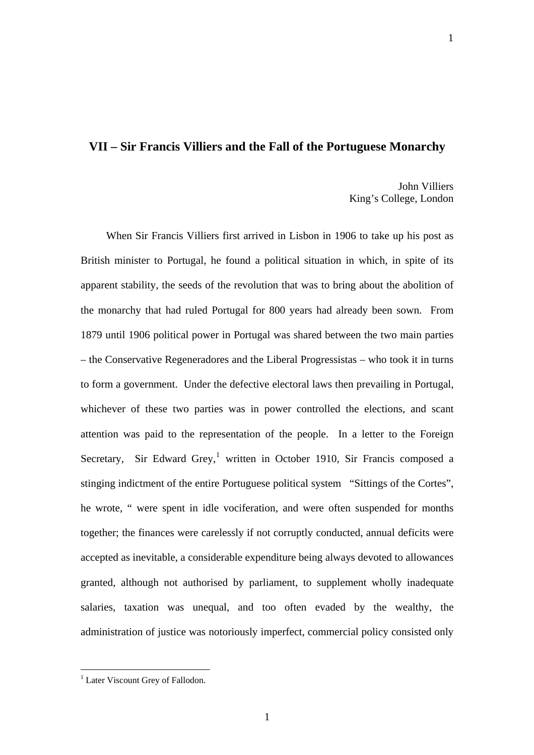# VII – Sir Francis Villiers and the Fall of the Portuguese Monarchy

John Villiers
King's College, London

When Sir Francis Villiers first arrived in Lisbon in 1906 to take up his post as British minister to Portugal, he found a political situation in which, in spite of its apparent stability, the seeds of the revolution that was to bring about the abolition of the monarchy that had ruled Portugal for 800 years had already been sown. From 1879 until 1906 political power in Portugal was shared between the two main parties – the Conservative Regeneradores and the Liberal Progressistas – who took it in turns to form a government. Under the defective electoral laws then prevailing in Portugal, whichever of these two parties was in power controlled the elections, and scant attention was paid to the representation of the people. In a letter to the Foreign Secretary, Sir Edward Grey,[1] written in October 1910, Sir Francis composed a stinging indictment of the entire Portuguese political system "Sittings of the Cortes", he wrote, " were spent in idle vociferation, and were often suspended for months together; the finances were carelessly if not corruptly conducted, annual deficits were accepted as inevitable, a considerable expenditure being always devoted to allowances granted, although not authorised by parliament, to supplement wholly inadequate salaries, taxation was unequal, and too often evaded by the wealthy, the administration of justice was notoriously imperfect, commercial policy consisted only

[1] Later Viscount Grey of Fallodon.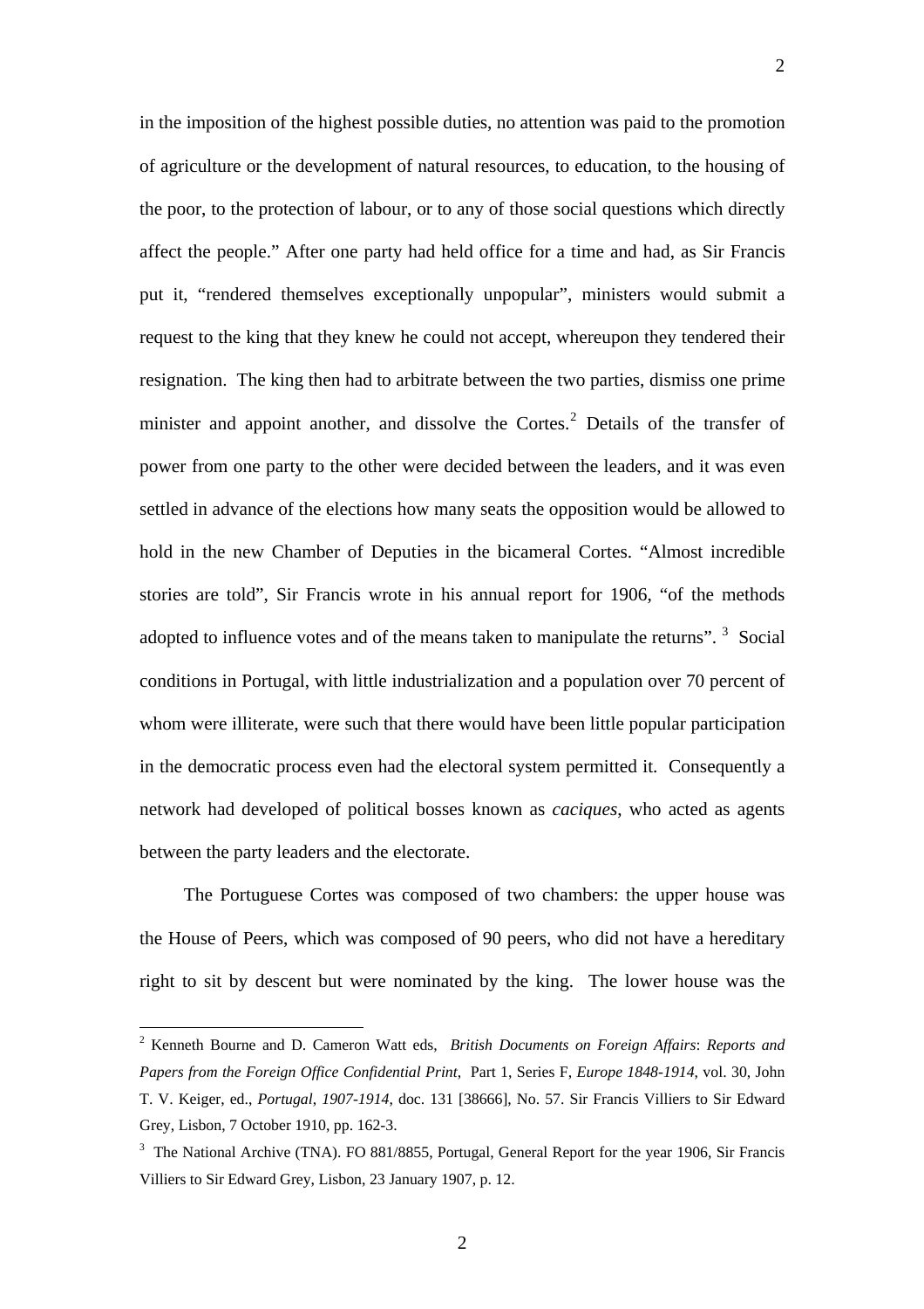in the imposition of the highest possible duties, no attention was paid to the promotion of agriculture or the development of natural resources, to education, to the housing of the poor, to the protection of labour, or to any of those social questions which directly affect the people." After one party had held office for a time and had, as Sir Francis put it, "rendered themselves exceptionally unpopular", ministers would submit a request to the king that they knew he could not accept, whereupon they tendered their resignation. The king then had to arbitrate between the two parties, dismiss one prime minister and appoint another, and dissolve the Cortes.[2] Details of the transfer of power from one party to the other were decided between the leaders, and it was even settled in advance of the elections how many seats the opposition would be allowed to hold in the new Chamber of Deputies in the bicameral Cortes. "Almost incredible stories are told", Sir Francis wrote in his annual report for 1906, "of the methods adopted to influence votes and of the means taken to manipulate the returns".[3] Social conditions in Portugal, with little industrialization and a population over 70 percent of whom were illiterate, were such that there would have been little popular participation in the democratic process even had the electoral system permitted it. Consequently a network had developed of political bosses known as *caciques*, who acted as agents between the party leaders and the electorate.

The Portuguese Cortes was composed of two chambers: the upper house was the House of Peers, which was composed of 90 peers, who did not have a hereditary right to sit by descent but were nominated by the king. The lower house was the

---

[2] Kenneth Bourne and D. Cameron Watt eds, *British Documents on Foreign Affairs*: *Reports and Papers from the Foreign Office Confidential Print*, Part 1, Series F, *Europe 1848-1914*, vol. 30, John T. V. Keiger, ed., *Portugal*, *1907-1914*, doc. 131 [38666], No. 57. Sir Francis Villiers to Sir Edward Grey, Lisbon, 7 October 1910, pp. 162-3.

[3] The National Archive (TNA). FO 881/8855, Portugal, General Report for the year 1906, Sir Francis Villiers to Sir Edward Grey, Lisbon, 23 January 1907, p. 12.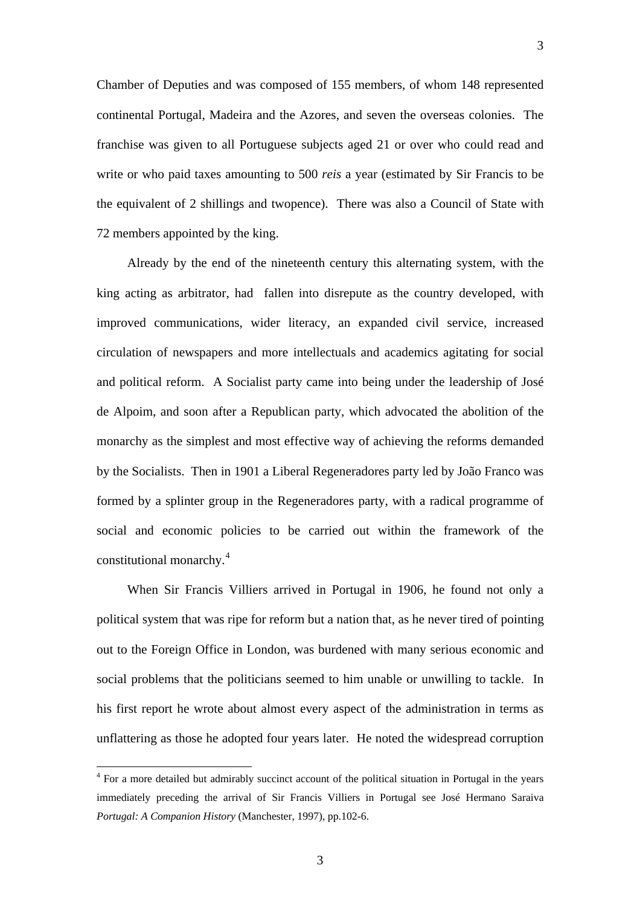Chamber of Deputies and was composed of 155 members, of whom 148 represented continental Portugal, Madeira and the Azores, and seven the overseas colonies. The franchise was given to all Portuguese subjects aged 21 or over who could read and write or who paid taxes amounting to 500 *reis* a year (estimated by Sir Francis to be the equivalent of 2 shillings and twopence). There was also a Council of State with 72 members appointed by the king.

Already by the end of the nineteenth century this alternating system, with the king acting as arbitrator, had fallen into disrepute as the country developed, with improved communications, wider literacy, an expanded civil service, increased circulation of newspapers and more intellectuals and academics agitating for social and political reform. A Socialist party came into being under the leadership of José de Alpoim, and soon after a Republican party, which advocated the abolition of the monarchy as the simplest and most effective way of achieving the reforms demanded by the Socialists. Then in 1901 a Liberal Regeneradores party led by João Franco was formed by a splinter group in the Regeneradores party, with a radical programme of social and economic policies to be carried out within the framework of the constitutional monarchy.[4]

When Sir Francis Villiers arrived in Portugal in 1906, he found not only a political system that was ripe for reform but a nation that, as he never tired of pointing out to the Foreign Office in London, was burdened with many serious economic and social problems that the politicians seemed to him unable or unwilling to tackle. In his first report he wrote about almost every aspect of the administration in terms as unflattering as those he adopted four years later. He noted the widespread corruption

[4] For a more detailed but admirably succinct account of the political situation in Portugal in the years immediately preceding the arrival of Sir Francis Villiers in Portugal see José Hermano Saraiva *Portugal: A Companion History* (Manchester, 1997), pp.102-6.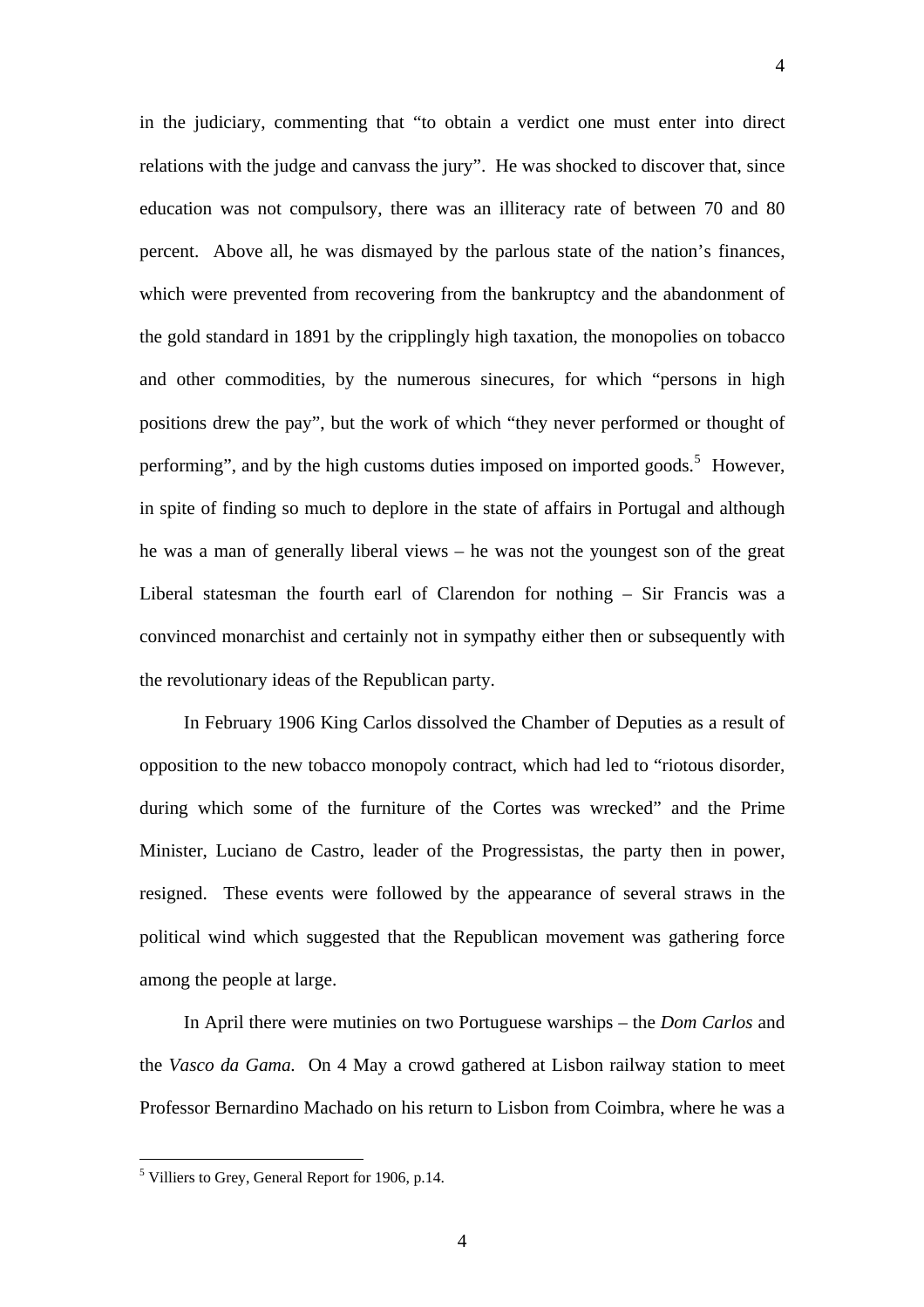in the judiciary, commenting that "to obtain a verdict one must enter into direct relations with the judge and canvass the jury". He was shocked to discover that, since education was not compulsory, there was an illiteracy rate of between 70 and 80 percent. Above all, he was dismayed by the parlous state of the nation's finances, which were prevented from recovering from the bankruptcy and the abandonment of the gold standard in 1891 by the cripplingly high taxation, the monopolies on tobacco and other commodities, by the numerous sinecures, for which "persons in high positions drew the pay", but the work of which "they never performed or thought of performing", and by the high customs duties imposed on imported goods.[5] However, in spite of finding so much to deplore in the state of affairs in Portugal and although he was a man of generally liberal views – he was not the youngest son of the great Liberal statesman the fourth earl of Clarendon for nothing – Sir Francis was a convinced monarchist and certainly not in sympathy either then or subsequently with the revolutionary ideas of the Republican party.

In February 1906 King Carlos dissolved the Chamber of Deputies as a result of opposition to the new tobacco monopoly contract, which had led to "riotous disorder, during which some of the furniture of the Cortes was wrecked" and the Prime Minister, Luciano de Castro, leader of the Progressistas, the party then in power, resigned. These events were followed by the appearance of several straws in the political wind which suggested that the Republican movement was gathering force among the people at large.

In April there were mutinies on two Portuguese warships – the *Dom Carlos* and the *Vasco da Gama.* On 4 May a crowd gathered at Lisbon railway station to meet Professor Bernardino Machado on his return to Lisbon from Coimbra, where he was a

---

[5] Villiers to Grey, General Report for 1906, p.14.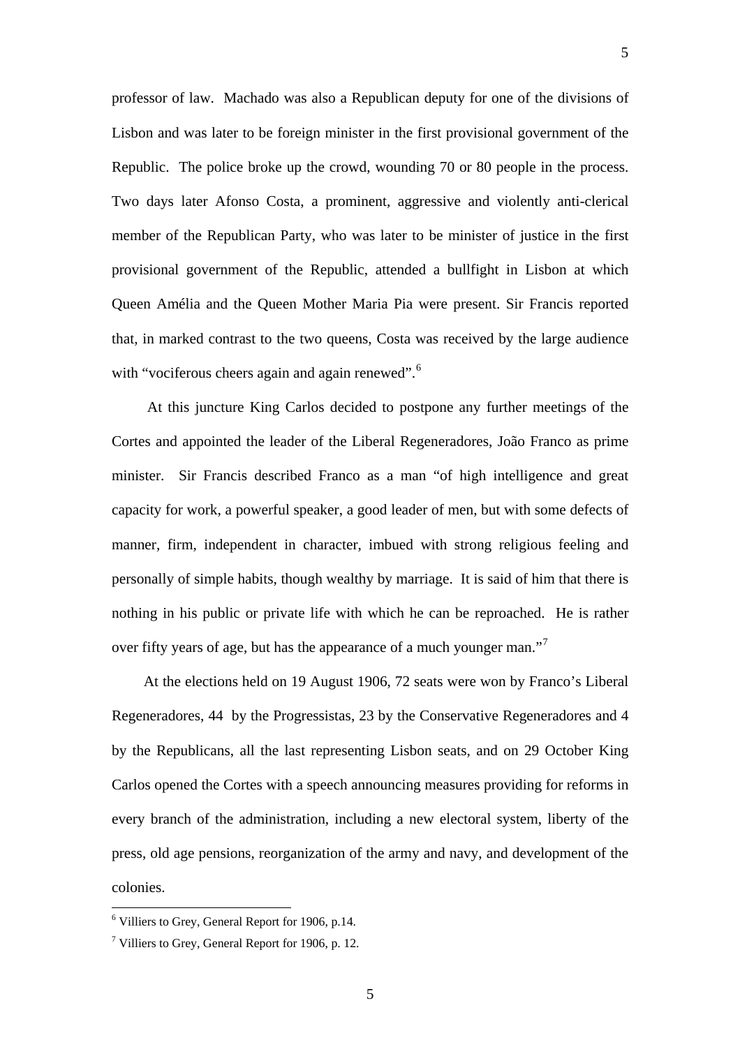professor of law. Machado was also a Republican deputy for one of the divisions of Lisbon and was later to be foreign minister in the first provisional government of the Republic. The police broke up the crowd, wounding 70 or 80 people in the process. Two days later Afonso Costa, a prominent, aggressive and violently anti-clerical member of the Republican Party, who was later to be minister of justice in the first provisional government of the Republic, attended a bullfight in Lisbon at which Queen Amélia and the Queen Mother Maria Pia were present. Sir Francis reported that, in marked contrast to the two queens, Costa was received by the large audience with "vociferous cheers again and again renewed".[6]

At this juncture King Carlos decided to postpone any further meetings of the Cortes and appointed the leader of the Liberal Regeneradores, João Franco as prime minister. Sir Francis described Franco as a man "of high intelligence and great capacity for work, a powerful speaker, a good leader of men, but with some defects of manner, firm, independent in character, imbued with strong religious feeling and personally of simple habits, though wealthy by marriage. It is said of him that there is nothing in his public or private life with which he can be reproached. He is rather over fifty years of age, but has the appearance of a much younger man."[7]

At the elections held on 19 August 1906, 72 seats were won by Franco's Liberal Regeneradores, 44 by the Progressistas, 23 by the Conservative Regeneradores and 4 by the Republicans, all the last representing Lisbon seats, and on 29 October King Carlos opened the Cortes with a speech announcing measures providing for reforms in every branch of the administration, including a new electoral system, liberty of the press, old age pensions, reorganization of the army and navy, and development of the colonies.

[6] Villiers to Grey, General Report for 1906, p.14.

[7] Villiers to Grey, General Report for 1906, p. 12.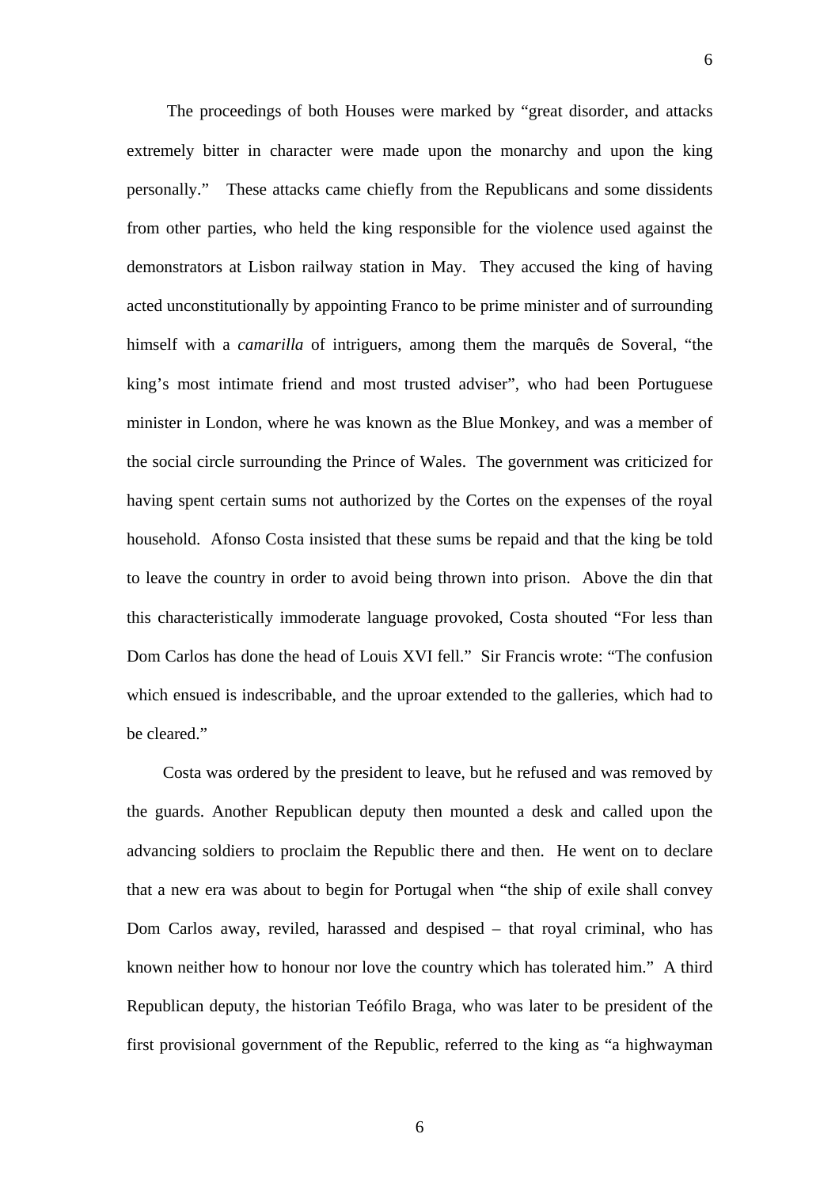The proceedings of both Houses were marked by "great disorder, and attacks extremely bitter in character were made upon the monarchy and upon the king personally." These attacks came chiefly from the Republicans and some dissidents from other parties, who held the king responsible for the violence used against the demonstrators at Lisbon railway station in May. They accused the king of having acted unconstitutionally by appointing Franco to be prime minister and of surrounding himself with a *camarilla* of intriguers, among them the marquês de Soveral, "the king's most intimate friend and most trusted adviser", who had been Portuguese minister in London, where he was known as the Blue Monkey, and was a member of the social circle surrounding the Prince of Wales. The government was criticized for having spent certain sums not authorized by the Cortes on the expenses of the royal household. Afonso Costa insisted that these sums be repaid and that the king be told to leave the country in order to avoid being thrown into prison. Above the din that this characteristically immoderate language provoked, Costa shouted "For less than Dom Carlos has done the head of Louis XVI fell." Sir Francis wrote: "The confusion which ensued is indescribable, and the uproar extended to the galleries, which had to be cleared."

Costa was ordered by the president to leave, but he refused and was removed by the guards. Another Republican deputy then mounted a desk and called upon the advancing soldiers to proclaim the Republic there and then. He went on to declare that a new era was about to begin for Portugal when "the ship of exile shall convey Dom Carlos away, reviled, harassed and despised – that royal criminal, who has known neither how to honour nor love the country which has tolerated him." A third Republican deputy, the historian Teófilo Braga, who was later to be president of the first provisional government of the Republic, referred to the king as "a highwayman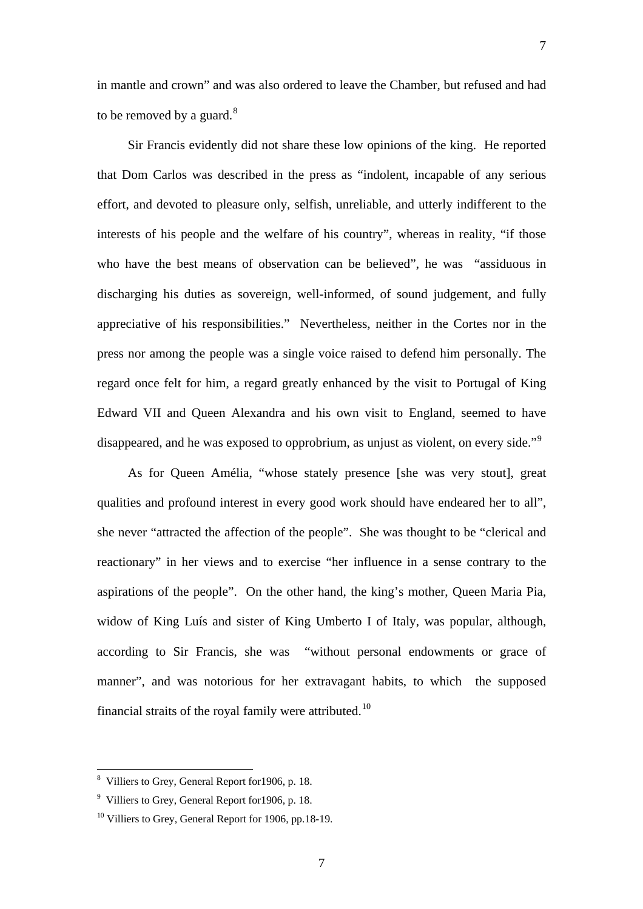in mantle and crown" and was also ordered to leave the Chamber, but refused and had to be removed by a guard.[8]

Sir Francis evidently did not share these low opinions of the king. He reported that Dom Carlos was described in the press as "indolent, incapable of any serious effort, and devoted to pleasure only, selfish, unreliable, and utterly indifferent to the interests of his people and the welfare of his country", whereas in reality, "if those who have the best means of observation can be believed", he was "assiduous in discharging his duties as sovereign, well-informed, of sound judgement, and fully appreciative of his responsibilities." Nevertheless, neither in the Cortes nor in the press nor among the people was a single voice raised to defend him personally. The regard once felt for him, a regard greatly enhanced by the visit to Portugal of King Edward VII and Queen Alexandra and his own visit to England, seemed to have disappeared, and he was exposed to opprobrium, as unjust as violent, on every side."[9]

As for Queen Amélia, "whose stately presence [she was very stout], great qualities and profound interest in every good work should have endeared her to all", she never "attracted the affection of the people". She was thought to be "clerical and reactionary" in her views and to exercise "her influence in a sense contrary to the aspirations of the people". On the other hand, the king's mother, Queen Maria Pia, widow of King Luís and sister of King Umberto I of Italy, was popular, although, according to Sir Francis, she was "without personal endowments or grace of manner", and was notorious for her extravagant habits, to which the supposed financial straits of the royal family were attributed.[10]

---

[8] Villiers to Grey, General Report for1906, p. 18.

[9] Villiers to Grey, General Report for1906, p. 18.

[10] Villiers to Grey, General Report for 1906, pp.18-19.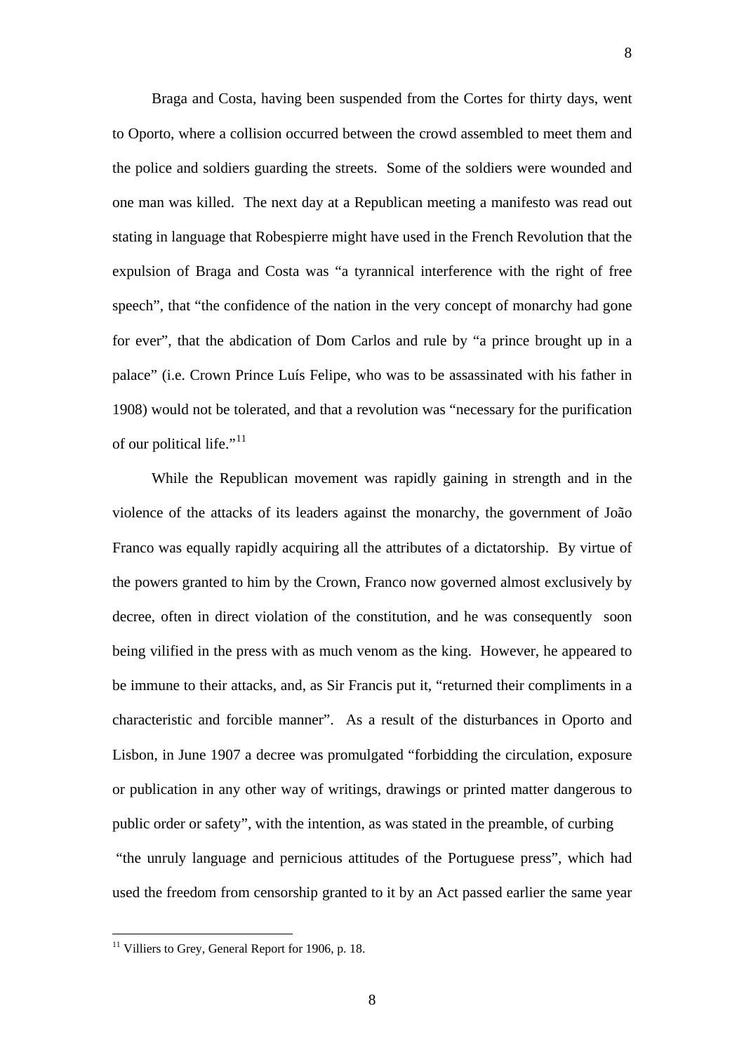Braga and Costa, having been suspended from the Cortes for thirty days, went to Oporto, where a collision occurred between the crowd assembled to meet them and the police and soldiers guarding the streets. Some of the soldiers were wounded and one man was killed. The next day at a Republican meeting a manifesto was read out stating in language that Robespierre might have used in the French Revolution that the expulsion of Braga and Costa was "a tyrannical interference with the right of free speech", that "the confidence of the nation in the very concept of monarchy had gone for ever", that the abdication of Dom Carlos and rule by "a prince brought up in a palace" (i.e. Crown Prince Luís Felipe, who was to be assassinated with his father in 1908) would not be tolerated, and that a revolution was "necessary for the purification of our political life."[11]

While the Republican movement was rapidly gaining in strength and in the violence of the attacks of its leaders against the monarchy, the government of João Franco was equally rapidly acquiring all the attributes of a dictatorship. By virtue of the powers granted to him by the Crown, Franco now governed almost exclusively by decree, often in direct violation of the constitution, and he was consequently soon being vilified in the press with as much venom as the king. However, he appeared to be immune to their attacks, and, as Sir Francis put it, "returned their compliments in a characteristic and forcible manner". As a result of the disturbances in Oporto and Lisbon, in June 1907 a decree was promulgated "forbidding the circulation, exposure or publication in any other way of writings, drawings or printed matter dangerous to public order or safety", with the intention, as was stated in the preamble, of curbing "the unruly language and pernicious attitudes of the Portuguese press", which had used the freedom from censorship granted to it by an Act passed earlier the same year

[11] Villiers to Grey, General Report for 1906, p. 18.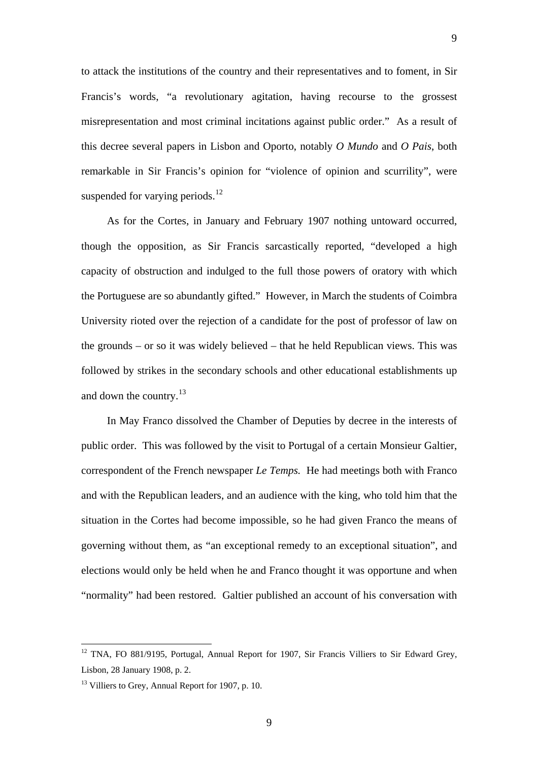to attack the institutions of the country and their representatives and to foment, in Sir Francis's words, "a revolutionary agitation, having recourse to the grossest misrepresentation and most criminal incitations against public order." As a result of this decree several papers in Lisbon and Oporto, notably *O Mundo* and *O Pais*, both remarkable in Sir Francis's opinion for "violence of opinion and scurrility", were suspended for varying periods.[12]

As for the Cortes, in January and February 1907 nothing untoward occurred, though the opposition, as Sir Francis sarcastically reported, "developed a high capacity of obstruction and indulged to the full those powers of oratory with which the Portuguese are so abundantly gifted." However, in March the students of Coimbra University rioted over the rejection of a candidate for the post of professor of law on the grounds – or so it was widely believed – that he held Republican views. This was followed by strikes in the secondary schools and other educational establishments up and down the country.[13]

In May Franco dissolved the Chamber of Deputies by decree in the interests of public order. This was followed by the visit to Portugal of a certain Monsieur Galtier, correspondent of the French newspaper *Le Temps.* He had meetings both with Franco and with the Republican leaders, and an audience with the king, who told him that the situation in the Cortes had become impossible, so he had given Franco the means of governing without them, as "an exceptional remedy to an exceptional situation", and elections would only be held when he and Franco thought it was opportune and when "normality" had been restored. Galtier published an account of his conversation with

---

[12] TNA, FO 881/9195, Portugal, Annual Report for 1907, Sir Francis Villiers to Sir Edward Grey, Lisbon, 28 January 1908, p. 2.

[13] Villiers to Grey, Annual Report for 1907, p. 10.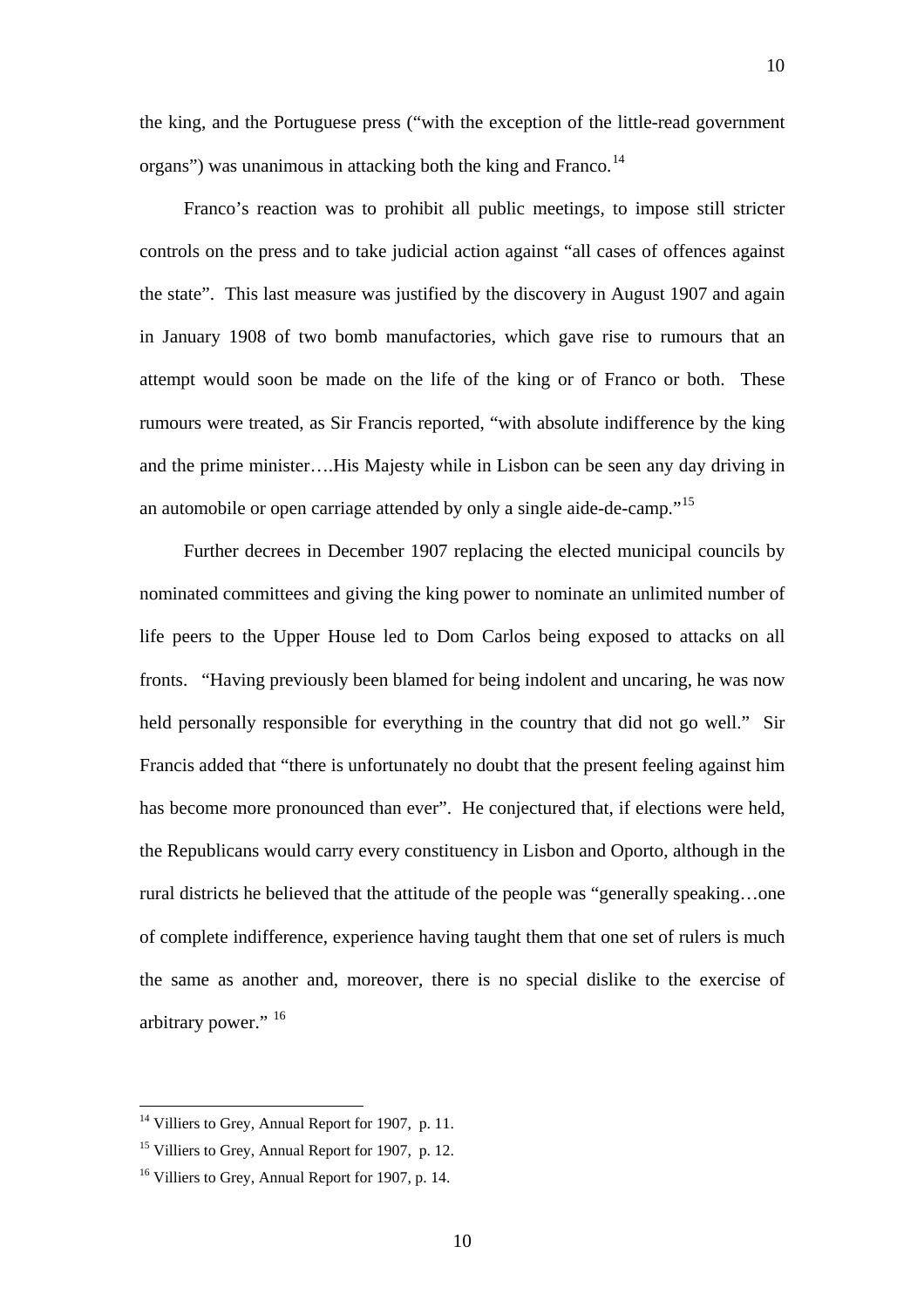the king, and the Portuguese press ("with the exception of the little-read government organs") was unanimous in attacking both the king and Franco.[14]

Franco's reaction was to prohibit all public meetings, to impose still stricter controls on the press and to take judicial action against "all cases of offences against the state". This last measure was justified by the discovery in August 1907 and again in January 1908 of two bomb manufactories, which gave rise to rumours that an attempt would soon be made on the life of the king or of Franco or both. These rumours were treated, as Sir Francis reported, "with absolute indifference by the king and the prime minister….His Majesty while in Lisbon can be seen any day driving in an automobile or open carriage attended by only a single aide-de-camp."[15]

Further decrees in December 1907 replacing the elected municipal councils by nominated committees and giving the king power to nominate an unlimited number of life peers to the Upper House led to Dom Carlos being exposed to attacks on all fronts. "Having previously been blamed for being indolent and uncaring, he was now held personally responsible for everything in the country that did not go well." Sir Francis added that "there is unfortunately no doubt that the present feeling against him has become more pronounced than ever". He conjectured that, if elections were held, the Republicans would carry every constituency in Lisbon and Oporto, although in the rural districts he believed that the attitude of the people was "generally speaking…one of complete indifference, experience having taught them that one set of rulers is much the same as another and, moreover, there is no special dislike to the exercise of arbitrary power." [16]

---

[14] Villiers to Grey, Annual Report for 1907, p. 11.

[15] Villiers to Grey, Annual Report for 1907, p. 12.

[16] Villiers to Grey, Annual Report for 1907, p. 14.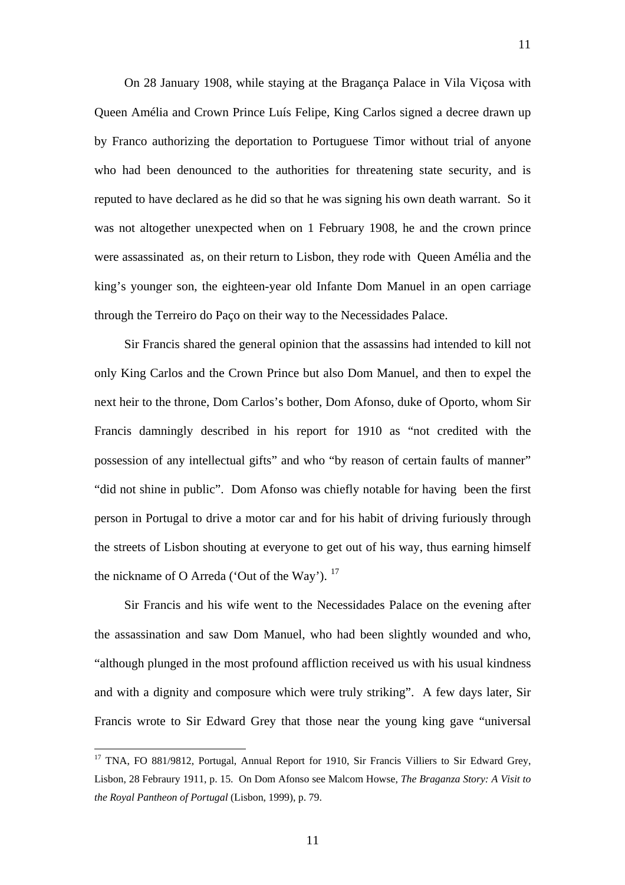On 28 January 1908, while staying at the Bragança Palace in Vila Viçosa with Queen Amélia and Crown Prince Luís Felipe, King Carlos signed a decree drawn up by Franco authorizing the deportation to Portuguese Timor without trial of anyone who had been denounced to the authorities for threatening state security, and is reputed to have declared as he did so that he was signing his own death warrant. So it was not altogether unexpected when on 1 February 1908, he and the crown prince were assassinated as, on their return to Lisbon, they rode with Queen Amélia and the king's younger son, the eighteen-year old Infante Dom Manuel in an open carriage through the Terreiro do Paço on their way to the Necessidades Palace.

Sir Francis shared the general opinion that the assassins had intended to kill not only King Carlos and the Crown Prince but also Dom Manuel, and then to expel the next heir to the throne, Dom Carlos's bother, Dom Afonso, duke of Oporto, whom Sir Francis damningly described in his report for 1910 as "not credited with the possession of any intellectual gifts" and who "by reason of certain faults of manner" "did not shine in public". Dom Afonso was chiefly notable for having been the first person in Portugal to drive a motor car and for his habit of driving furiously through the streets of Lisbon shouting at everyone to get out of his way, thus earning himself the nickname of O Arreda ('Out of the Way'). [17]

Sir Francis and his wife went to the Necessidades Palace on the evening after the assassination and saw Dom Manuel, who had been slightly wounded and who, "although plunged in the most profound affliction received us with his usual kindness and with a dignity and composure which were truly striking". A few days later, Sir Francis wrote to Sir Edward Grey that those near the young king gave "universal

---

[17] TNA, FO 881/9812, Portugal, Annual Report for 1910, Sir Francis Villiers to Sir Edward Grey, Lisbon, 28 Febraury 1911, p. 15. On Dom Afonso see Malcom Howse, *The Braganza Story: A Visit to the Royal Pantheon of Portugal* (Lisbon, 1999), p. 79.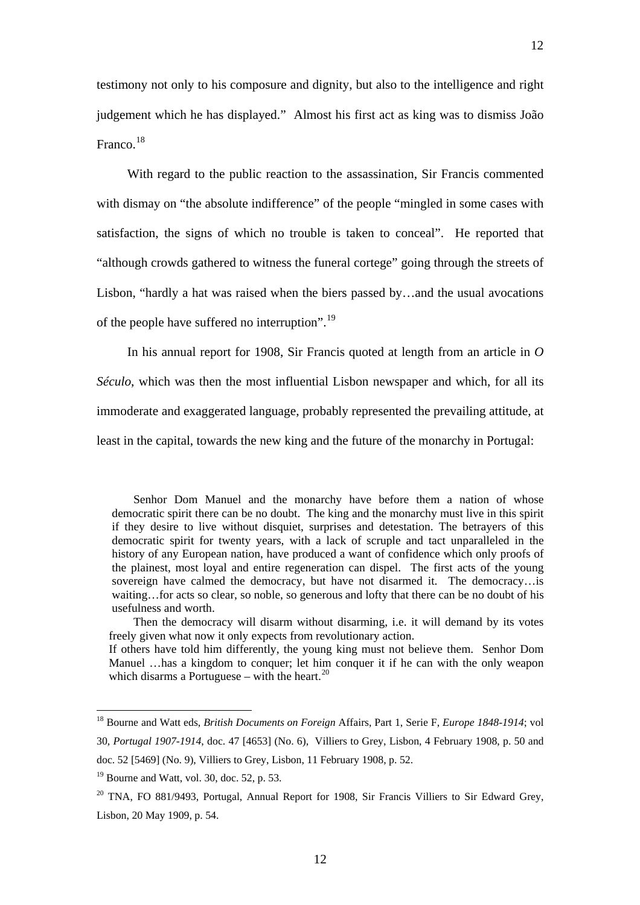testimony not only to his composure and dignity, but also to the intelligence and right judgement which he has displayed." Almost his first act as king was to dismiss João Franco.[18]

With regard to the public reaction to the assassination, Sir Francis commented with dismay on "the absolute indifference" of the people "mingled in some cases with satisfaction, the signs of which no trouble is taken to conceal". He reported that "although crowds gathered to witness the funeral cortege" going through the streets of Lisbon, "hardly a hat was raised when the biers passed by…and the usual avocations of the people have suffered no interruption".[19]

In his annual report for 1908, Sir Francis quoted at length from an article in *O Século*, which was then the most influential Lisbon newspaper and which, for all its immoderate and exaggerated language, probably represented the prevailing attitude, at least in the capital, towards the new king and the future of the monarchy in Portugal:

> Senhor Dom Manuel and the monarchy have before them a nation of whose democratic spirit there can be no doubt. The king and the monarchy must live in this spirit if they desire to live without disquiet, surprises and detestation. The betrayers of this democratic spirit for twenty years, with a lack of scruple and tact unparalleled in the history of any European nation, have produced a want of confidence which only proofs of the plainest, most loyal and entire regeneration can dispel. The first acts of the young sovereign have calmed the democracy, but have not disarmed it. The democracy…is waiting…for acts so clear, so noble, so generous and lofty that there can be no doubt of his usefulness and worth.
>
> Then the democracy will disarm without disarming, i.e. it will demand by its votes freely given what now it only expects from revolutionary action.
>
> If others have told him differently, the young king must not believe them. Senhor Dom Manuel …has a kingdom to conquer; let him conquer it if he can with the only weapon which disarms a Portuguese – with the heart.[20]

---

[18] Bourne and Watt eds, *British Documents on Foreign* Affairs, Part 1, Serie F, *Europe 1848-1914*; vol 30, *Portugal 1907-1914*, doc. 47 [4653] (No. 6), Villiers to Grey, Lisbon, 4 February 1908, p. 50 and doc. 52 [5469] (No. 9), Villiers to Grey, Lisbon, 11 February 1908, p. 52.

[19] Bourne and Watt, vol. 30, doc. 52, p. 53.

[20] TNA, FO 881/9493, Portugal, Annual Report for 1908, Sir Francis Villiers to Sir Edward Grey, Lisbon, 20 May 1909, p. 54.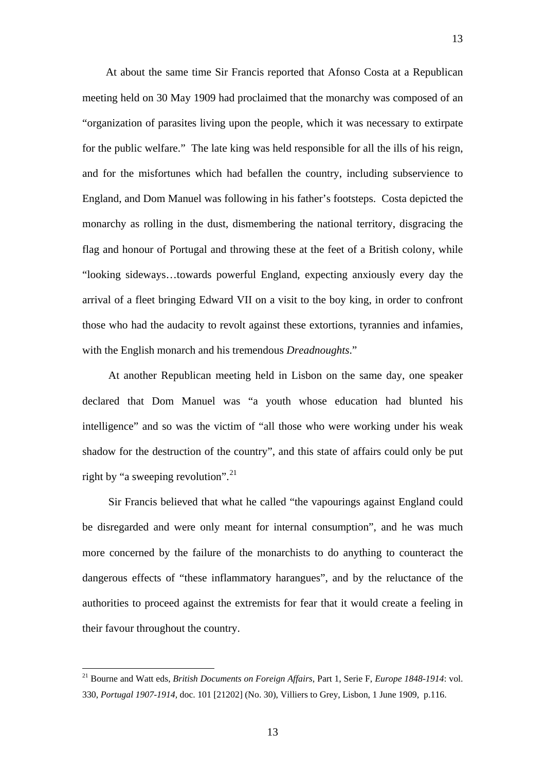At about the same time Sir Francis reported that Afonso Costa at a Republican meeting held on 30 May 1909 had proclaimed that the monarchy was composed of an "organization of parasites living upon the people, which it was necessary to extirpate for the public welfare." The late king was held responsible for all the ills of his reign, and for the misfortunes which had befallen the country, including subservience to England, and Dom Manuel was following in his father's footsteps. Costa depicted the monarchy as rolling in the dust, dismembering the national territory, disgracing the flag and honour of Portugal and throwing these at the feet of a British colony, while "looking sideways…towards powerful England, expecting anxiously every day the arrival of a fleet bringing Edward VII on a visit to the boy king, in order to confront those who had the audacity to revolt against these extortions, tyrannies and infamies, with the English monarch and his tremendous *Dreadnoughts*."

At another Republican meeting held in Lisbon on the same day, one speaker declared that Dom Manuel was "a youth whose education had blunted his intelligence" and so was the victim of "all those who were working under his weak shadow for the destruction of the country", and this state of affairs could only be put right by "a sweeping revolution".[21]

Sir Francis believed that what he called "the vapourings against England could be disregarded and were only meant for internal consumption", and he was much more concerned by the failure of the monarchists to do anything to counteract the dangerous effects of "these inflammatory harangues", and by the reluctance of the authorities to proceed against the extremists for fear that it would create a feeling in their favour throughout the country.

---

[21] Bourne and Watt eds, *British Documents on Foreign Affairs*, Part 1, Serie F, *Europe 1848-1914*: vol. 330, *Portugal 1907-1914*, doc. 101 [21202] (No. 30), Villiers to Grey, Lisbon, 1 June 1909, p.116.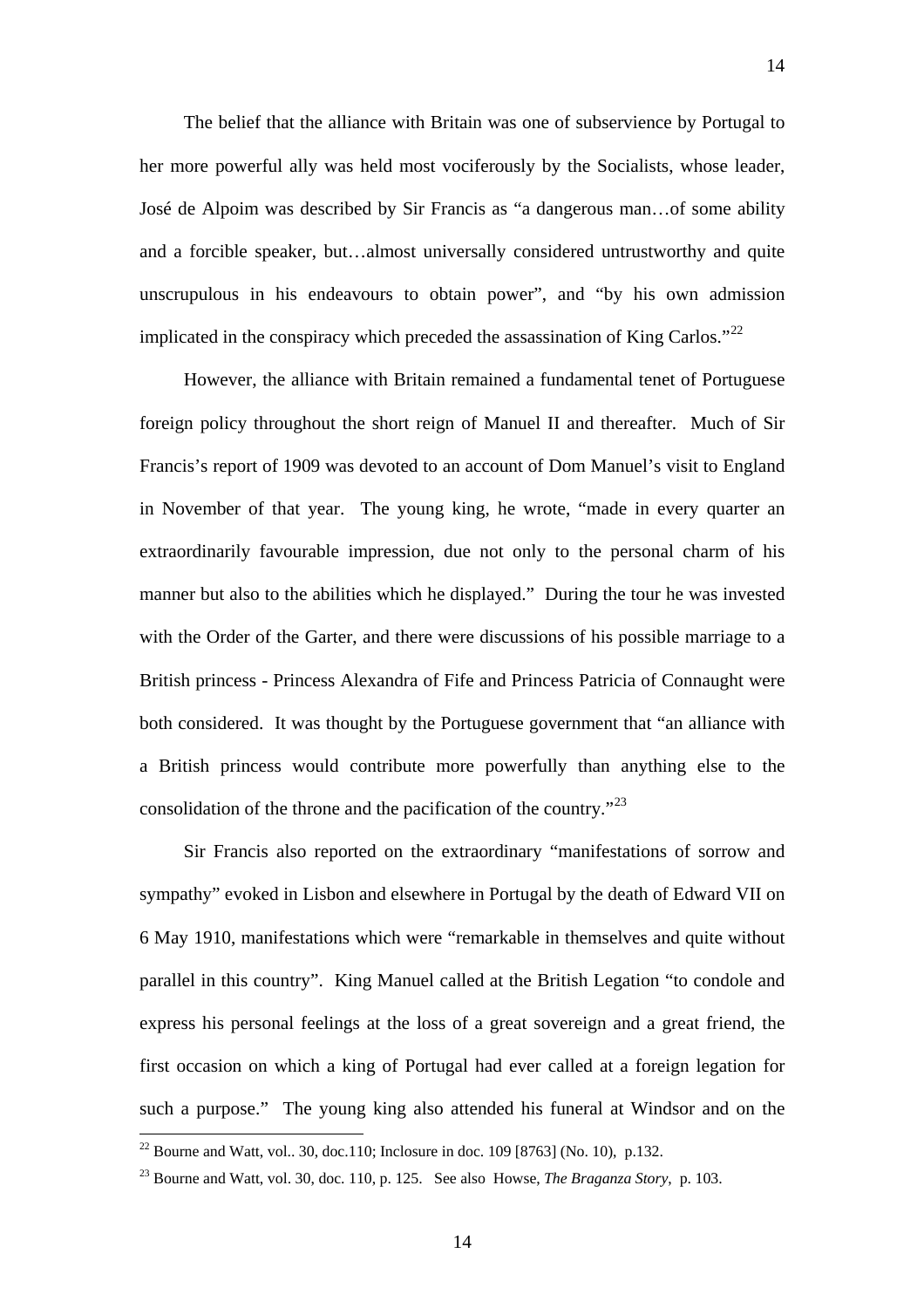The belief that the alliance with Britain was one of subservience by Portugal to her more powerful ally was held most vociferously by the Socialists, whose leader, José de Alpoim was described by Sir Francis as "a dangerous man…of some ability and a forcible speaker, but…almost universally considered untrustworthy and quite unscrupulous in his endeavours to obtain power", and "by his own admission implicated in the conspiracy which preceded the assassination of King Carlos."[22]

However, the alliance with Britain remained a fundamental tenet of Portuguese foreign policy throughout the short reign of Manuel II and thereafter. Much of Sir Francis's report of 1909 was devoted to an account of Dom Manuel's visit to England in November of that year. The young king, he wrote, "made in every quarter an extraordinarily favourable impression, due not only to the personal charm of his manner but also to the abilities which he displayed." During the tour he was invested with the Order of the Garter, and there were discussions of his possible marriage to a British princess - Princess Alexandra of Fife and Princess Patricia of Connaught were both considered. It was thought by the Portuguese government that "an alliance with a British princess would contribute more powerfully than anything else to the consolidation of the throne and the pacification of the country."[23]

Sir Francis also reported on the extraordinary "manifestations of sorrow and sympathy" evoked in Lisbon and elsewhere in Portugal by the death of Edward VII on 6 May 1910, manifestations which were "remarkable in themselves and quite without parallel in this country". King Manuel called at the British Legation "to condole and express his personal feelings at the loss of a great sovereign and a great friend, the first occasion on which a king of Portugal had ever called at a foreign legation for such a purpose." The young king also attended his funeral at Windsor and on the

[22] Bourne and Watt, vol.. 30, doc.110; Inclosure in doc. 109 [8763] (No. 10), p.132.

[23] Bourne and Watt, vol. 30, doc. 110, p. 125. See also Howse, *The Braganza Story*, p. 103.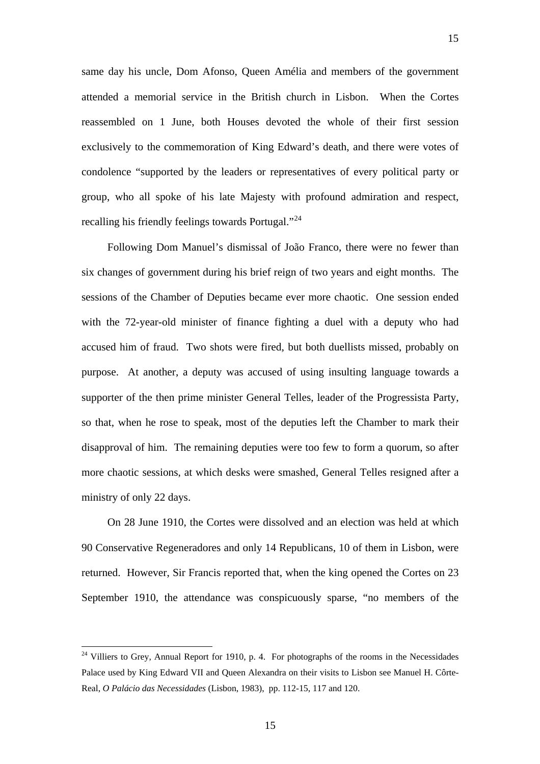same day his uncle, Dom Afonso, Queen Amélia and members of the government attended a memorial service in the British church in Lisbon. When the Cortes reassembled on 1 June, both Houses devoted the whole of their first session exclusively to the commemoration of King Edward's death, and there were votes of condolence "supported by the leaders or representatives of every political party or group, who all spoke of his late Majesty with profound admiration and respect, recalling his friendly feelings towards Portugal."[24]

Following Dom Manuel's dismissal of João Franco, there were no fewer than six changes of government during his brief reign of two years and eight months. The sessions of the Chamber of Deputies became ever more chaotic. One session ended with the 72-year-old minister of finance fighting a duel with a deputy who had accused him of fraud. Two shots were fired, but both duellists missed, probably on purpose. At another, a deputy was accused of using insulting language towards a supporter of the then prime minister General Telles, leader of the Progressista Party, so that, when he rose to speak, most of the deputies left the Chamber to mark their disapproval of him. The remaining deputies were too few to form a quorum, so after more chaotic sessions, at which desks were smashed, General Telles resigned after a ministry of only 22 days.

On 28 June 1910, the Cortes were dissolved and an election was held at which 90 Conservative Regeneradores and only 14 Republicans, 10 of them in Lisbon, were returned. However, Sir Francis reported that, when the king opened the Cortes on 23 September 1910, the attendance was conspicuously sparse, "no members of the

[24] Villiers to Grey, Annual Report for 1910, p. 4. For photographs of the rooms in the Necessidades Palace used by King Edward VII and Queen Alexandra on their visits to Lisbon see Manuel H. Côrte-Real, *O Palácio das Necessidades* (Lisbon, 1983), pp. 112-15, 117 and 120.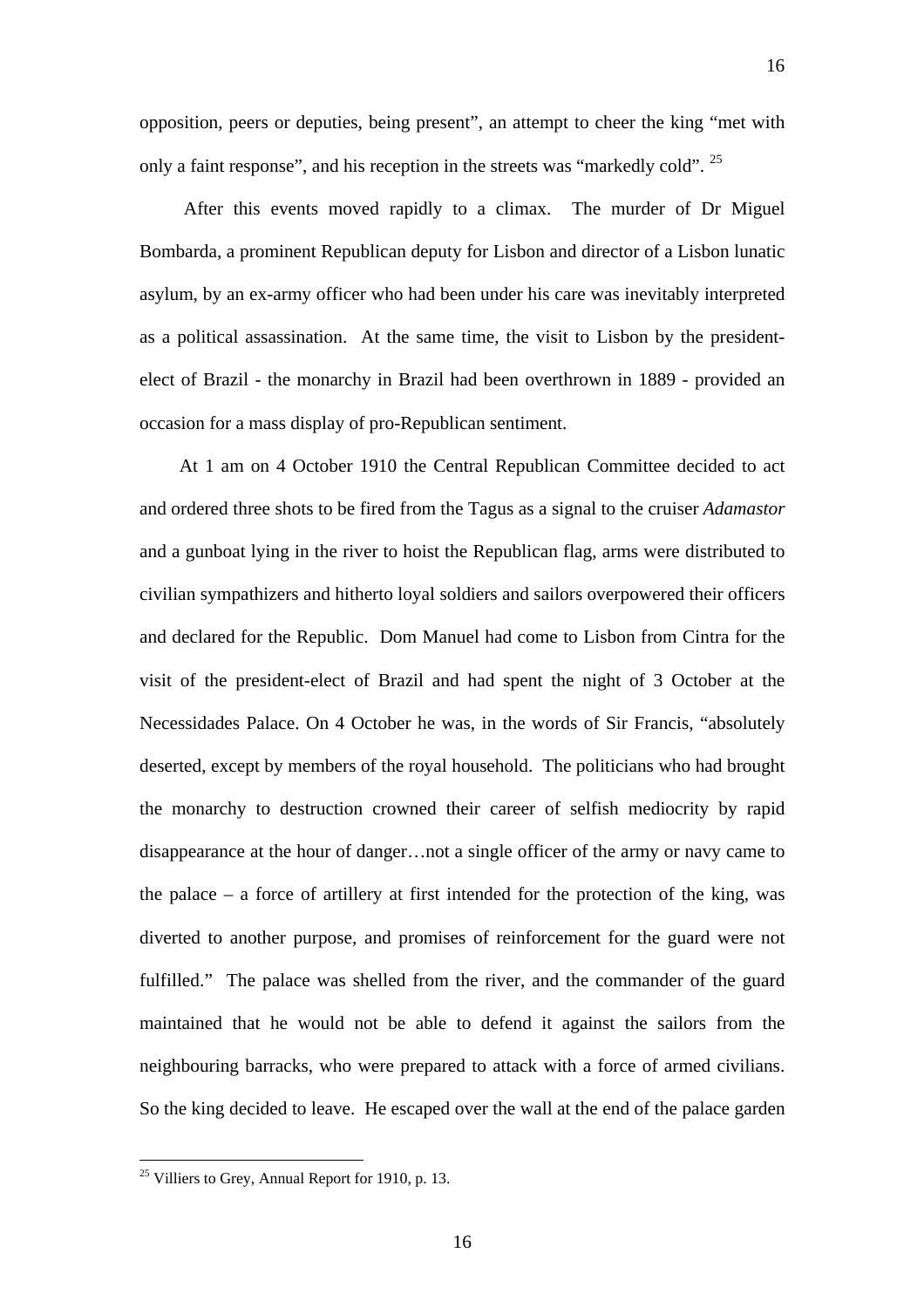opposition, peers or deputies, being present", an attempt to cheer the king "met with only a faint response", and his reception in the streets was "markedly cold". [25]

After this events moved rapidly to a climax. The murder of Dr Miguel Bombarda, a prominent Republican deputy for Lisbon and director of a Lisbon lunatic asylum, by an ex-army officer who had been under his care was inevitably interpreted as a political assassination. At the same time, the visit to Lisbon by the president-elect of Brazil - the monarchy in Brazil had been overthrown in 1889 - provided an occasion for a mass display of pro-Republican sentiment.

At 1 am on 4 October 1910 the Central Republican Committee decided to act and ordered three shots to be fired from the Tagus as a signal to the cruiser *Adamastor* and a gunboat lying in the river to hoist the Republican flag, arms were distributed to civilian sympathizers and hitherto loyal soldiers and sailors overpowered their officers and declared for the Republic. Dom Manuel had come to Lisbon from Cintra for the visit of the president-elect of Brazil and had spent the night of 3 October at the Necessidades Palace. On 4 October he was, in the words of Sir Francis, "absolutely deserted, except by members of the royal household. The politicians who had brought the monarchy to destruction crowned their career of selfish mediocrity by rapid disappearance at the hour of danger…not a single officer of the army or navy came to the palace – a force of artillery at first intended for the protection of the king, was diverted to another purpose, and promises of reinforcement for the guard were not fulfilled." The palace was shelled from the river, and the commander of the guard maintained that he would not be able to defend it against the sailors from the neighbouring barracks, who were prepared to attack with a force of armed civilians. So the king decided to leave. He escaped over the wall at the end of the palace garden

[25] Villiers to Grey, Annual Report for 1910, p. 13.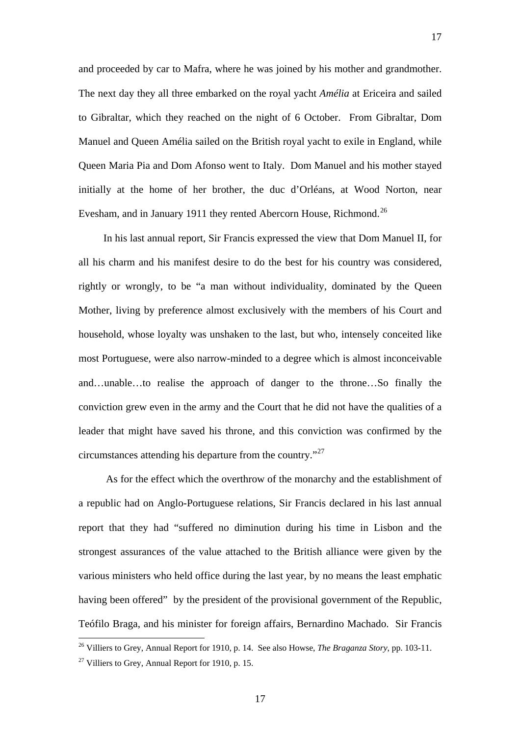and proceeded by car to Mafra, where he was joined by his mother and grandmother. The next day they all three embarked on the royal yacht *Amélia* at Ericeira and sailed to Gibraltar, which they reached on the night of 6 October. From Gibraltar, Dom Manuel and Queen Amélia sailed on the British royal yacht to exile in England, while Queen Maria Pia and Dom Afonso went to Italy. Dom Manuel and his mother stayed initially at the home of her brother, the duc d'Orléans, at Wood Norton, near Evesham, and in January 1911 they rented Abercorn House, Richmond.[26]

In his last annual report, Sir Francis expressed the view that Dom Manuel II, for all his charm and his manifest desire to do the best for his country was considered, rightly or wrongly, to be "a man without individuality, dominated by the Queen Mother, living by preference almost exclusively with the members of his Court and household, whose loyalty was unshaken to the last, but who, intensely conceited like most Portuguese, were also narrow-minded to a degree which is almost inconceivable and…unable…to realise the approach of danger to the throne…So finally the conviction grew even in the army and the Court that he did not have the qualities of a leader that might have saved his throne, and this conviction was confirmed by the circumstances attending his departure from the country."[27]

As for the effect which the overthrow of the monarchy and the establishment of a republic had on Anglo-Portuguese relations, Sir Francis declared in his last annual report that they had "suffered no diminution during his time in Lisbon and the strongest assurances of the value attached to the British alliance were given by the various ministers who held office during the last year, by no means the least emphatic having been offered" by the president of the provisional government of the Republic, Teófilo Braga, and his minister for foreign affairs, Bernardino Machado. Sir Francis

[26] Villiers to Grey, Annual Report for 1910, p. 14. See also Howse, *The Braganza Story*, pp. 103-11.

[27] Villiers to Grey, Annual Report for 1910, p. 15.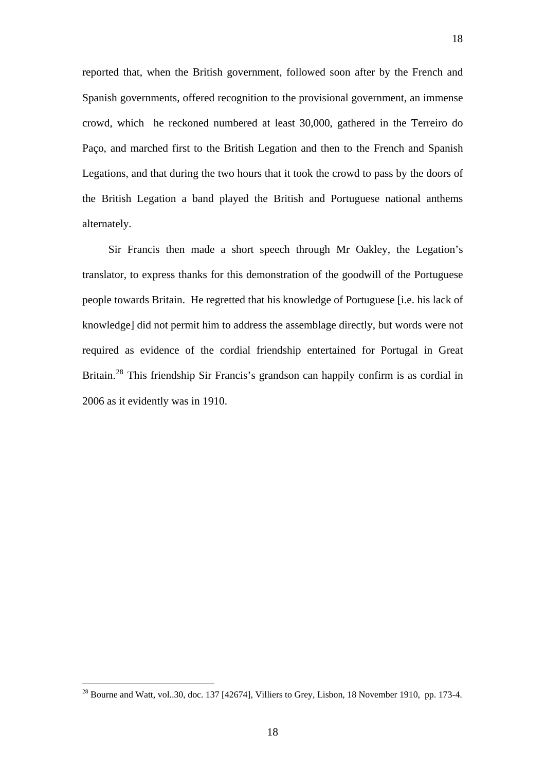reported that, when the British government, followed soon after by the French and Spanish governments, offered recognition to the provisional government, an immense crowd, which he reckoned numbered at least 30,000, gathered in the Terreiro do Paço, and marched first to the British Legation and then to the French and Spanish Legations, and that during the two hours that it took the crowd to pass by the doors of the British Legation a band played the British and Portuguese national anthems alternately.

Sir Francis then made a short speech through Mr Oakley, the Legation's translator, to express thanks for this demonstration of the goodwill of the Portuguese people towards Britain. He regretted that his knowledge of Portuguese [i.e. his lack of knowledge] did not permit him to address the assemblage directly, but words were not required as evidence of the cordial friendship entertained for Portugal in Great Britain.[28] This friendship Sir Francis's grandson can happily confirm is as cordial in 2006 as it evidently was in 1910.

---

[28] Bourne and Watt, vol..30, doc. 137 [42674], Villiers to Grey, Lisbon, 18 November 1910, pp. 173-4.